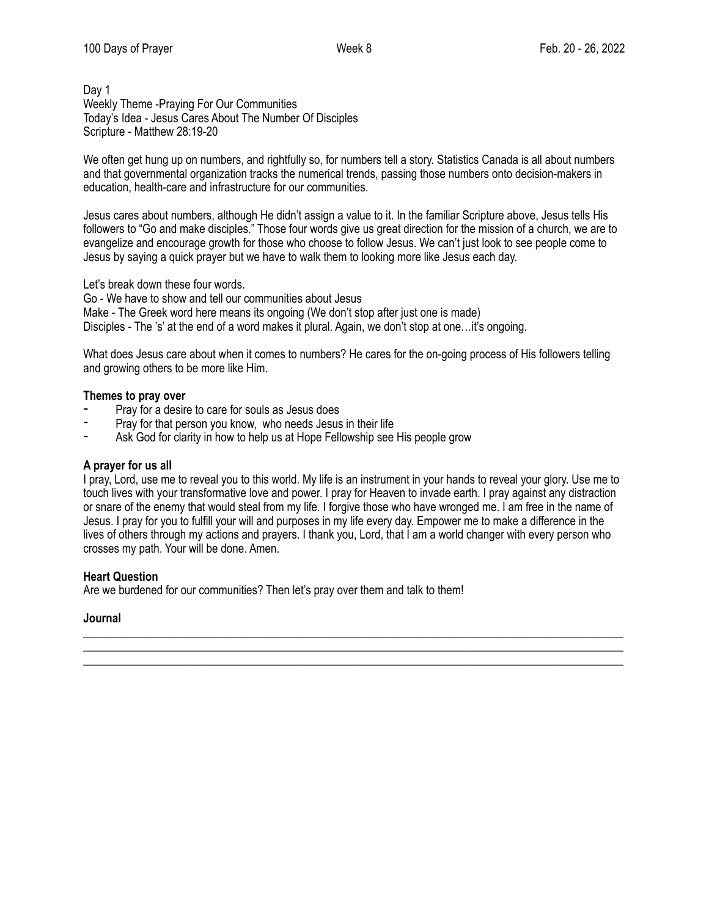Day 1
Weekly Theme -Praying For Our Communities
Today's Idea - Jesus Cares About The Number Of Disciples
Scripture - Matthew 28:19-20

We often get hung up on numbers, and rightfully so, for numbers tell a story. Statistics Canada is all about numbers and that governmental organization tracks the numerical trends, passing those numbers onto decision-makers in education, health-care and infrastructure for our communities.

Jesus cares about numbers, although He didn't assign a value to it. In the familiar Scripture above, Jesus tells His followers to "Go and make disciples." Those four words give us great direction for the mission of a church, we are to evangelize and encourage growth for those who choose to follow Jesus. We can't just look to see people come to Jesus by saying a quick prayer but we have to walk them to looking more like Jesus each day.

Let's break down these four words.
Go - We have to show and tell our communities about Jesus
Make - The Greek word here means its ongoing (We don't stop after just one is made)
Disciples - The 's' at the end of a word makes it plural. Again, we don't stop at one…it's ongoing.

What does Jesus care about when it comes to numbers? He cares for the on-going process of His followers telling and growing others to be more like Him.

**Themes to pray over**

- Pray for a desire to care for souls as Jesus does
- Pray for that person you know, who needs Jesus in their life
- Ask God for clarity in how to help us at Hope Fellowship see His people grow

**A prayer for us all**

I pray, Lord, use me to reveal you to this world. My life is an instrument in your hands to reveal your glory. Use me to touch lives with your transformative love and power. I pray for Heaven to invade earth. I pray against any distraction or snare of the enemy that would steal from my life. I forgive those who have wronged me. I am free in the name of Jesus. I pray for you to fulfill your will and purposes in my life every day. Empower me to make a difference in the lives of others through my actions and prayers. I thank you, Lord, that I am a world changer with every person who crosses my path. Your will be done. Amen.

**Heart Question**

Are we burdened for our communities? Then let's pray over them and talk to them!

**Journal**

___

___

___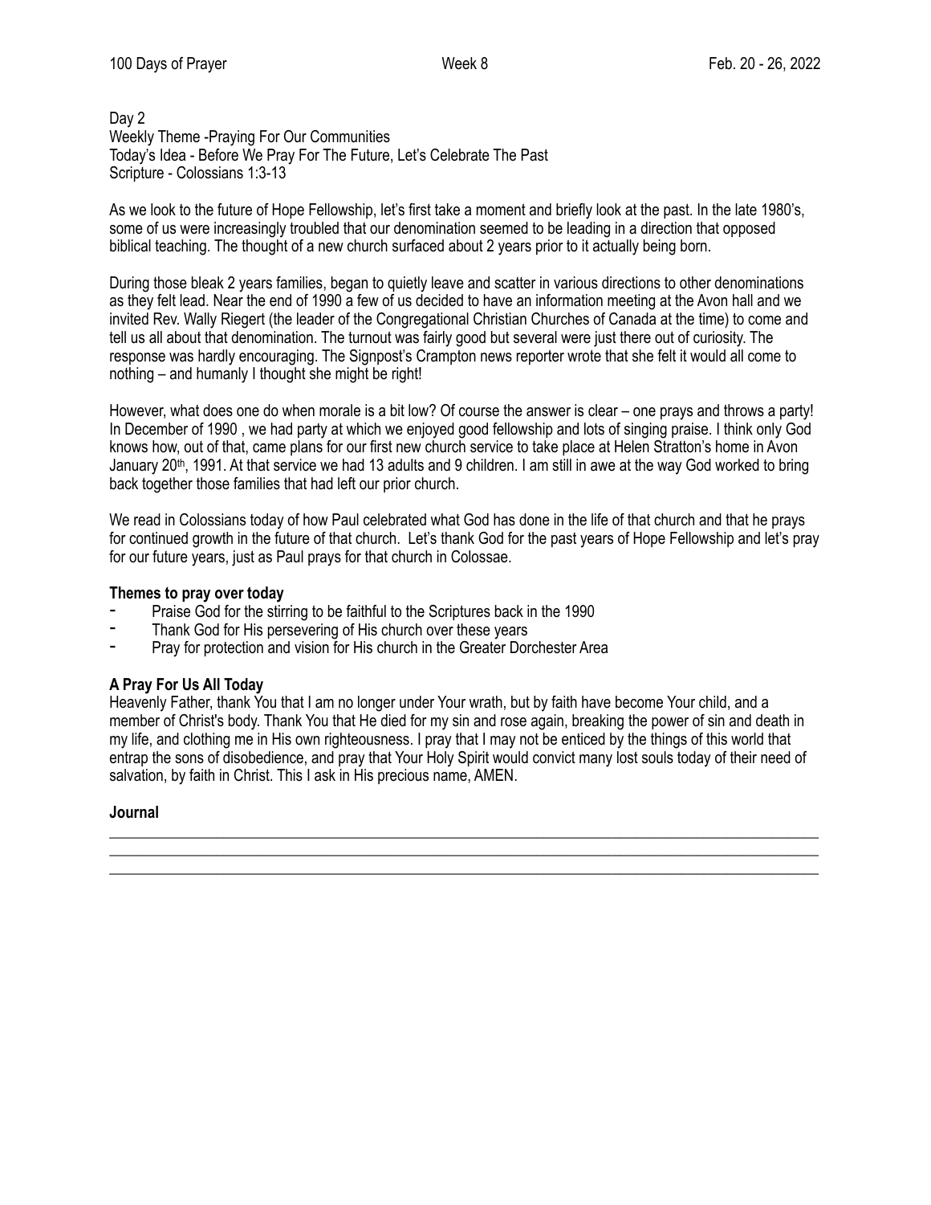Day 2
Weekly Theme -Praying For Our Communities
Today's Idea - Before We Pray For The Future, Let's Celebrate The Past
Scripture - Colossians 1:3-13

As we look to the future of Hope Fellowship, let's first take a moment and briefly look at the past. In the late 1980's, some of us were increasingly troubled that our denomination seemed to be leading in a direction that opposed biblical teaching. The thought of a new church surfaced about 2 years prior to it actually being born.

During those bleak 2 years families, began to quietly leave and scatter in various directions to other denominations as they felt lead. Near the end of 1990 a few of us decided to have an information meeting at the Avon hall and we invited Rev. Wally Riegert (the leader of the Congregational Christian Churches of Canada at the time) to come and tell us all about that denomination. The turnout was fairly good but several were just there out of curiosity. The response was hardly encouraging. The Signpost's Crampton news reporter wrote that she felt it would all come to nothing – and humanly I thought she might be right!

However, what does one do when morale is a bit low? Of course the answer is clear – one prays and throws a party! In December of 1990 , we had party at which we enjoyed good fellowship and lots of singing praise. I think only God knows how, out of that, came plans for our first new church service to take place at Helen Stratton's home in Avon January 20th, 1991. At that service we had 13 adults and 9 children. I am still in awe at the way God worked to bring back together those families that had left our prior church.

We read in Colossians today of how Paul celebrated what God has done in the life of that church and that he prays for continued growth in the future of that church. Let's thank God for the past years of Hope Fellowship and let's pray for our future years, just as Paul prays for that church in Colossae.

**Themes to pray over today**

- Praise God for the stirring to be faithful to the Scriptures back in the 1990
- Thank God for His persevering of His church over these years
- Pray for protection and vision for His church in the Greater Dorchester Area

**A Pray For Us All Today**

Heavenly Father, thank You that I am no longer under Your wrath, but by faith have become Your child, and a member of Christ's body. Thank You that He died for my sin and rose again, breaking the power of sin and death in my life, and clothing me in His own righteousness. I pray that I may not be enticed by the things of this world that entrap the sons of disobedience, and pray that Your Holy Spirit would convict many lost souls today of their need of salvation, by faith in Christ. This I ask in His precious name, AMEN.

**Journal**

___________________________________________________________________________
___________________________________________________________________________
___________________________________________________________________________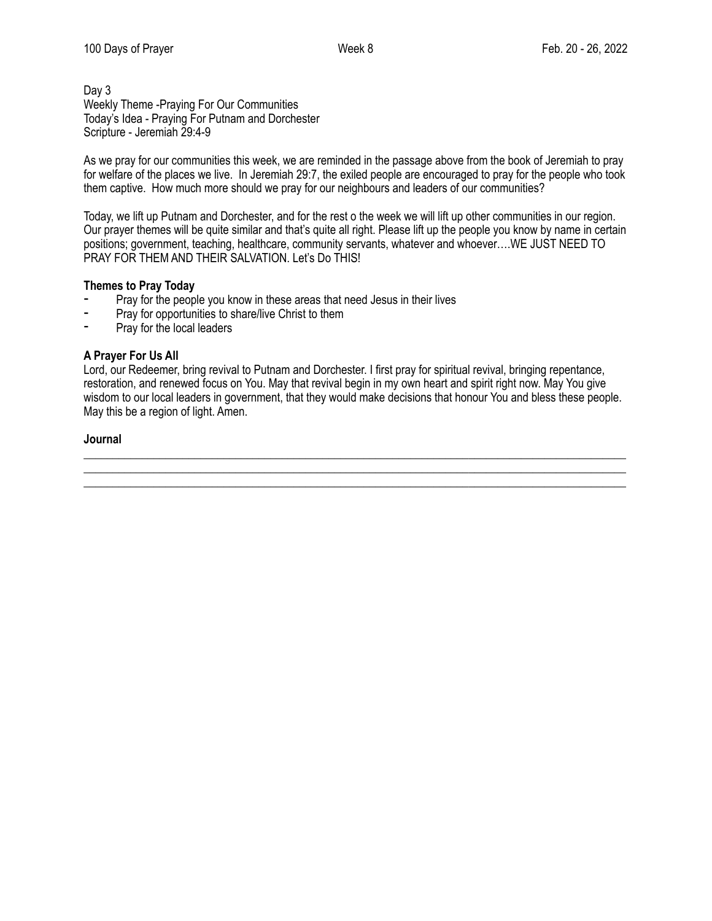Day 3
Weekly Theme -Praying For Our Communities
Today's Idea - Praying For Putnam and Dorchester
Scripture - Jeremiah 29:4-9

As we pray for our communities this week, we are reminded in the passage above from the book of Jeremiah to pray for welfare of the places we live. In Jeremiah 29:7, the exiled people are encouraged to pray for the people who took them captive. How much more should we pray for our neighbours and leaders of our communities?

Today, we lift up Putnam and Dorchester, and for the rest o the week we will lift up other communities in our region. Our prayer themes will be quite similar and that's quite all right. Please lift up the people you know by name in certain positions; government, teaching, healthcare, community servants, whatever and whoever….WE JUST NEED TO PRAY FOR THEM AND THEIR SALVATION. Let's Do THIS!

**Themes to Pray Today**

- Pray for the people you know in these areas that need Jesus in their lives
- Pray for opportunities to share/live Christ to them
- Pray for the local leaders

**A Prayer For Us All**

Lord, our Redeemer, bring revival to Putnam and Dorchester. I first pray for spiritual revival, bringing repentance, restoration, and renewed focus on You. May that revival begin in my own heart and spirit right now. May You give wisdom to our local leaders in government, that they would make decisions that honour You and bless these people. May this be a region of light. Amen.

**Journal**

\_\_\_\_\_\_\_\_\_\_\_\_\_\_\_\_\_\_\_\_\_\_\_\_\_\_\_\_\_\_\_\_\_\_\_\_\_\_\_\_\_\_\_\_\_\_\_\_\_\_\_\_\_\_\_\_\_\_\_\_\_\_\_\_\_\_\_\_\_\_\_\_\_\_\_\_\_\_

\_\_\_\_\_\_\_\_\_\_\_\_\_\_\_\_\_\_\_\_\_\_\_\_\_\_\_\_\_\_\_\_\_\_\_\_\_\_\_\_\_\_\_\_\_\_\_\_\_\_\_\_\_\_\_\_\_\_\_\_\_\_\_\_\_\_\_\_\_\_\_\_\_\_\_\_\_\_

\_\_\_\_\_\_\_\_\_\_\_\_\_\_\_\_\_\_\_\_\_\_\_\_\_\_\_\_\_\_\_\_\_\_\_\_\_\_\_\_\_\_\_\_\_\_\_\_\_\_\_\_\_\_\_\_\_\_\_\_\_\_\_\_\_\_\_\_\_\_\_\_\_\_\_\_\_\_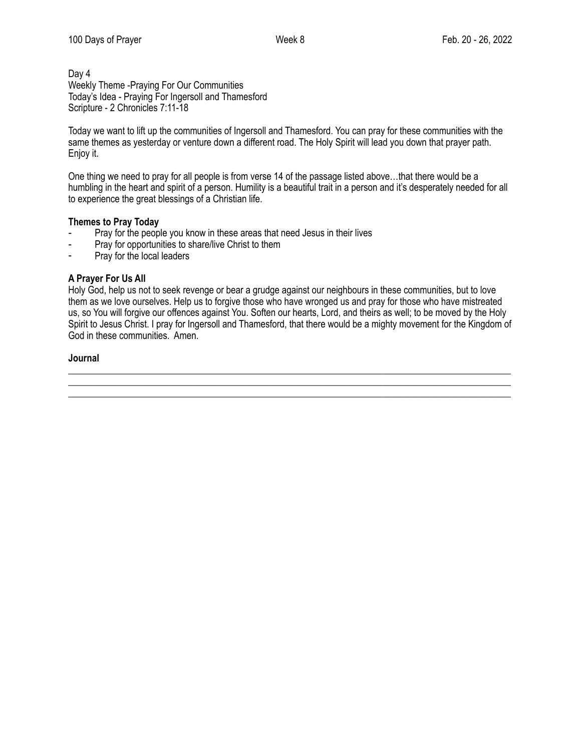Day 4
Weekly Theme -Praying For Our Communities
Today's Idea - Praying For Ingersoll and Thamesford
Scripture - 2 Chronicles 7:11-18

Today we want to lift up the communities of Ingersoll and Thamesford. You can pray for these communities with the same themes as yesterday or venture down a different road. The Holy Spirit will lead you down that prayer path. Enjoy it.

One thing we need to pray for all people is from verse 14 of the passage listed above…that there would be a humbling in the heart and spirit of a person. Humility is a beautiful trait in a person and it's desperately needed for all to experience the great blessings of a Christian life.

**Themes to Pray Today**

- Pray for the people you know in these areas that need Jesus in their lives
- Pray for opportunities to share/live Christ to them
- Pray for the local leaders

**A Prayer For Us All**
Holy God, help us not to seek revenge or bear a grudge against our neighbours in these communities, but to love them as we love ourselves. Help us to forgive those who have wronged us and pray for those who have mistreated us, so You will forgive our offences against You. Soften our hearts, Lord, and theirs as well; to be moved by the Holy Spirit to Jesus Christ. I pray for Ingersoll and Thamesford, that there would be a mighty movement for the Kingdom of God in these communities. Amen.

**Journal**

\_\_\_\_\_\_\_\_\_\_\_\_\_\_\_\_\_\_\_\_\_\_\_\_\_\_\_\_\_\_\_\_\_\_\_\_\_\_\_\_\_\_\_\_\_\_\_\_\_\_\_\_\_\_\_\_\_\_\_\_\_\_\_\_\_\_\_\_\_\_\_\_\_\_\_\_
\_\_\_\_\_\_\_\_\_\_\_\_\_\_\_\_\_\_\_\_\_\_\_\_\_\_\_\_\_\_\_\_\_\_\_\_\_\_\_\_\_\_\_\_\_\_\_\_\_\_\_\_\_\_\_\_\_\_\_\_\_\_\_\_\_\_\_\_\_\_\_\_\_\_\_\_
\_\_\_\_\_\_\_\_\_\_\_\_\_\_\_\_\_\_\_\_\_\_\_\_\_\_\_\_\_\_\_\_\_\_\_\_\_\_\_\_\_\_\_\_\_\_\_\_\_\_\_\_\_\_\_\_\_\_\_\_\_\_\_\_\_\_\_\_\_\_\_\_\_\_\_\_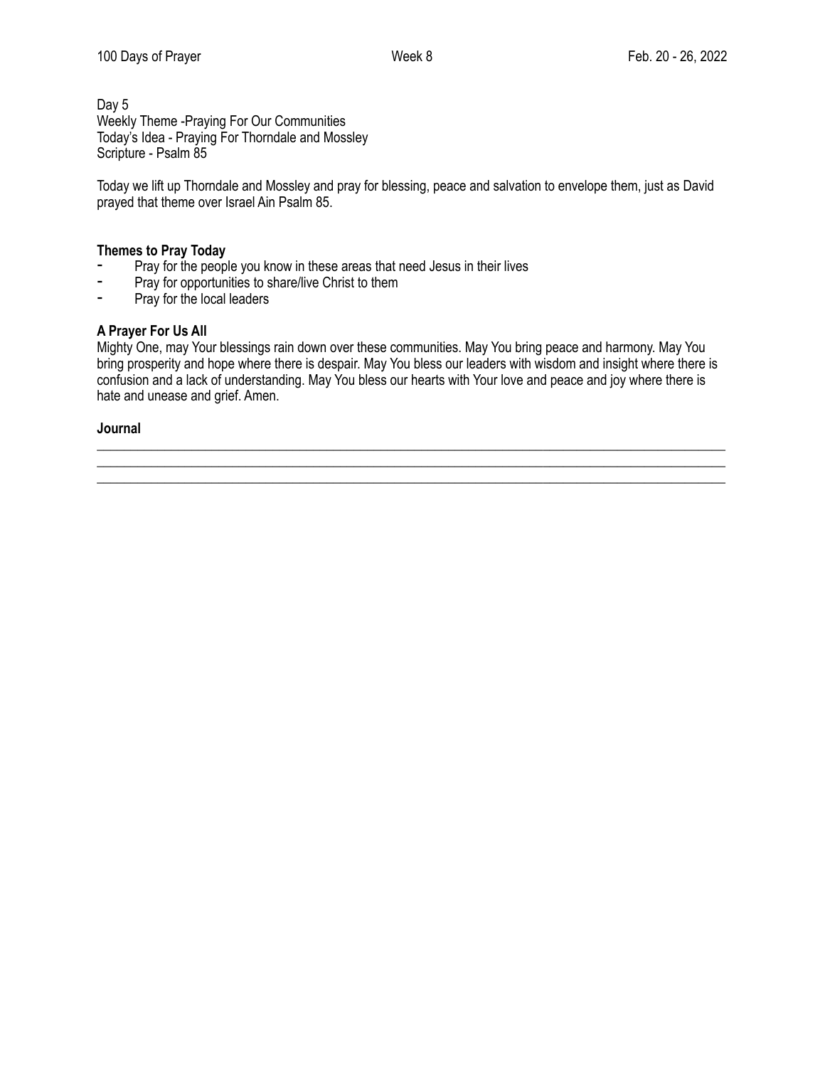Day 5
Weekly Theme -Praying For Our Communities
Today's Idea - Praying For Thorndale and Mossley
Scripture - Psalm 85

Today we lift up Thorndale and Mossley and pray for blessing, peace and salvation to envelope them, just as David prayed that theme over Israel Ain Psalm 85.

**Themes to Pray Today**

- Pray for the people you know in these areas that need Jesus in their lives
- Pray for opportunities to share/live Christ to them
- Pray for the local leaders

**A Prayer For Us All**

Mighty One, may Your blessings rain down over these communities. May You bring peace and harmony. May You bring prosperity and hope where there is despair. May You bless our leaders with wisdom and insight where there is confusion and a lack of understanding. May You bless our hearts with Your love and peace and joy where there is hate and unease and grief. Amen.

**Journal**

\_\_\_\_\_\_\_\_\_\_\_\_\_\_\_\_\_\_\_\_\_\_\_\_\_\_\_\_\_\_\_\_\_\_\_\_\_\_\_\_\_\_\_\_\_\_\_\_\_\_\_\_\_\_\_\_\_\_\_\_\_\_\_\_\_\_\_\_\_\_\_\_\_\_\_\_
\_\_\_\_\_\_\_\_\_\_\_\_\_\_\_\_\_\_\_\_\_\_\_\_\_\_\_\_\_\_\_\_\_\_\_\_\_\_\_\_\_\_\_\_\_\_\_\_\_\_\_\_\_\_\_\_\_\_\_\_\_\_\_\_\_\_\_\_\_\_\_\_\_\_\_\_
\_\_\_\_\_\_\_\_\_\_\_\_\_\_\_\_\_\_\_\_\_\_\_\_\_\_\_\_\_\_\_\_\_\_\_\_\_\_\_\_\_\_\_\_\_\_\_\_\_\_\_\_\_\_\_\_\_\_\_\_\_\_\_\_\_\_\_\_\_\_\_\_\_\_\_\_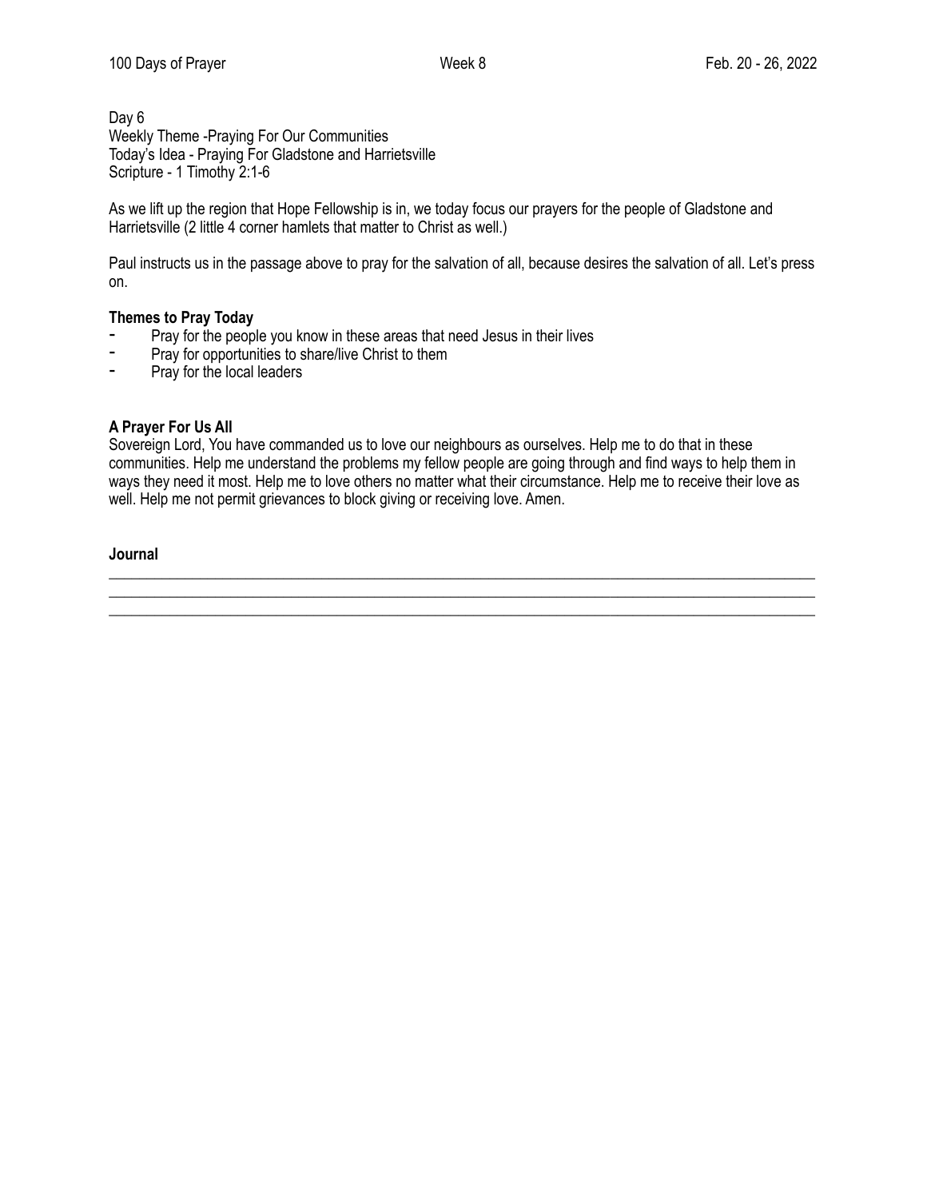Day 6
Weekly Theme -Praying For Our Communities
Today's Idea - Praying For Gladstone and Harrietsville
Scripture - 1 Timothy 2:1-6

As we lift up the region that Hope Fellowship is in, we today focus our prayers for the people of Gladstone and Harrietsville (2 little 4 corner hamlets that matter to Christ as well.)

Paul instructs us in the passage above to pray for the salvation of all, because desires the salvation of all. Let's press on.

**Themes to Pray Today**

- Pray for the people you know in these areas that need Jesus in their lives
- Pray for opportunities to share/live Christ to them
- Pray for the local leaders

**A Prayer For Us All**
Sovereign Lord, You have commanded us to love our neighbours as ourselves. Help me to do that in these communities. Help me understand the problems my fellow people are going through and find ways to help them in ways they need it most. Help me to love others no matter what their circumstance. Help me to receive their love as well. Help me not permit grievances to block giving or receiving love. Amen.

**Journal**

______________________________________________________________________________

______________________________________________________________________________

______________________________________________________________________________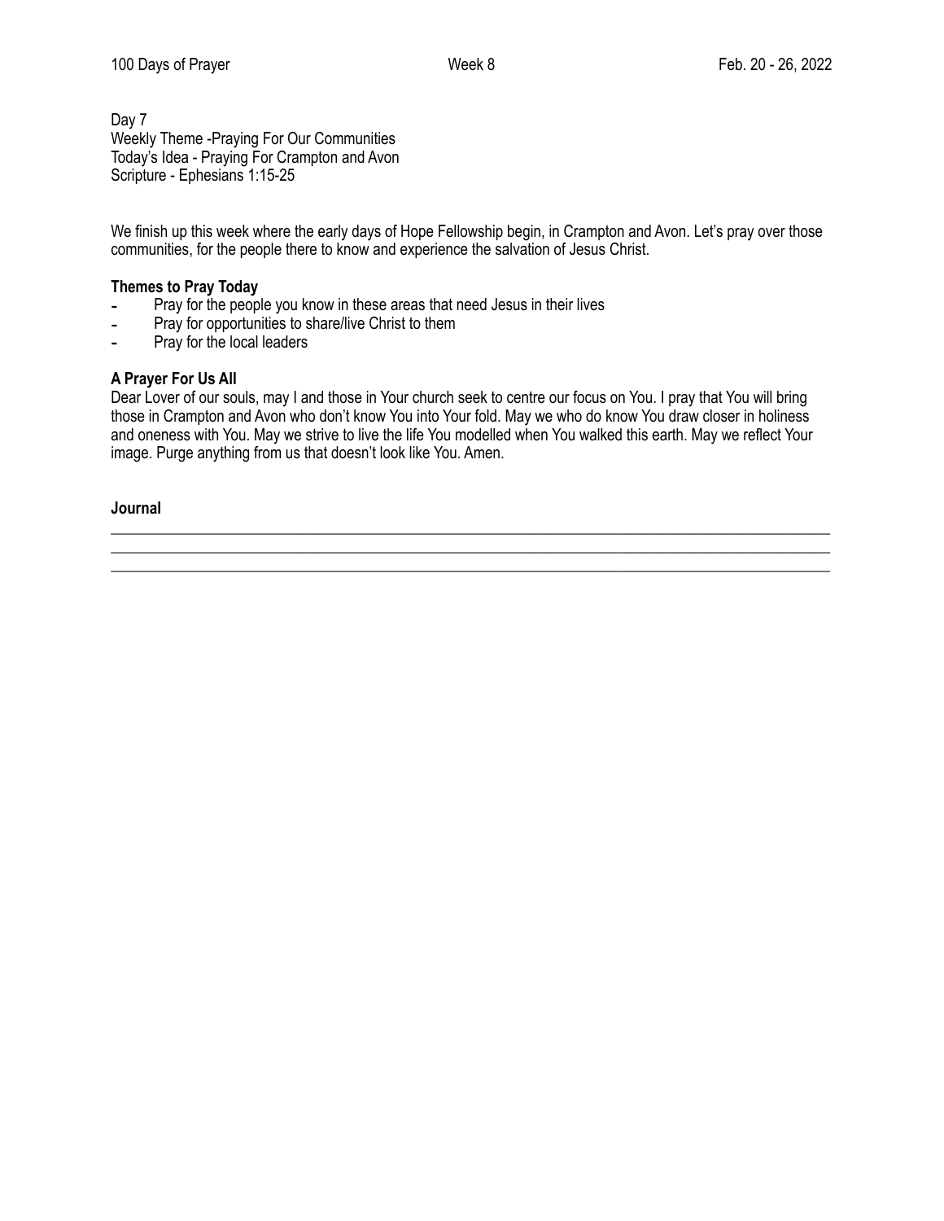Day 7
Weekly Theme -Praying For Our Communities
Today's Idea - Praying For Crampton and Avon
Scripture - Ephesians 1:15-25

We finish up this week where the early days of Hope Fellowship begin, in Crampton and Avon. Let's pray over those communities, for the people there to know and experience the salvation of Jesus Christ.

**Themes to Pray Today**

- Pray for the people you know in these areas that need Jesus in their lives
- Pray for opportunities to share/live Christ to them
- Pray for the local leaders

**A Prayer For Us All**

Dear Lover of our souls, may I and those in Your church seek to centre our focus on You. I pray that You will bring those in Crampton and Avon who don't know You into Your fold. May we who do know You draw closer in holiness and oneness with You. May we strive to live the life You modelled when You walked this earth. May we reflect Your image. Purge anything from us that doesn't look like You. Amen.

**Journal**

___________________________________________________________________________
___________________________________________________________________________
___________________________________________________________________________